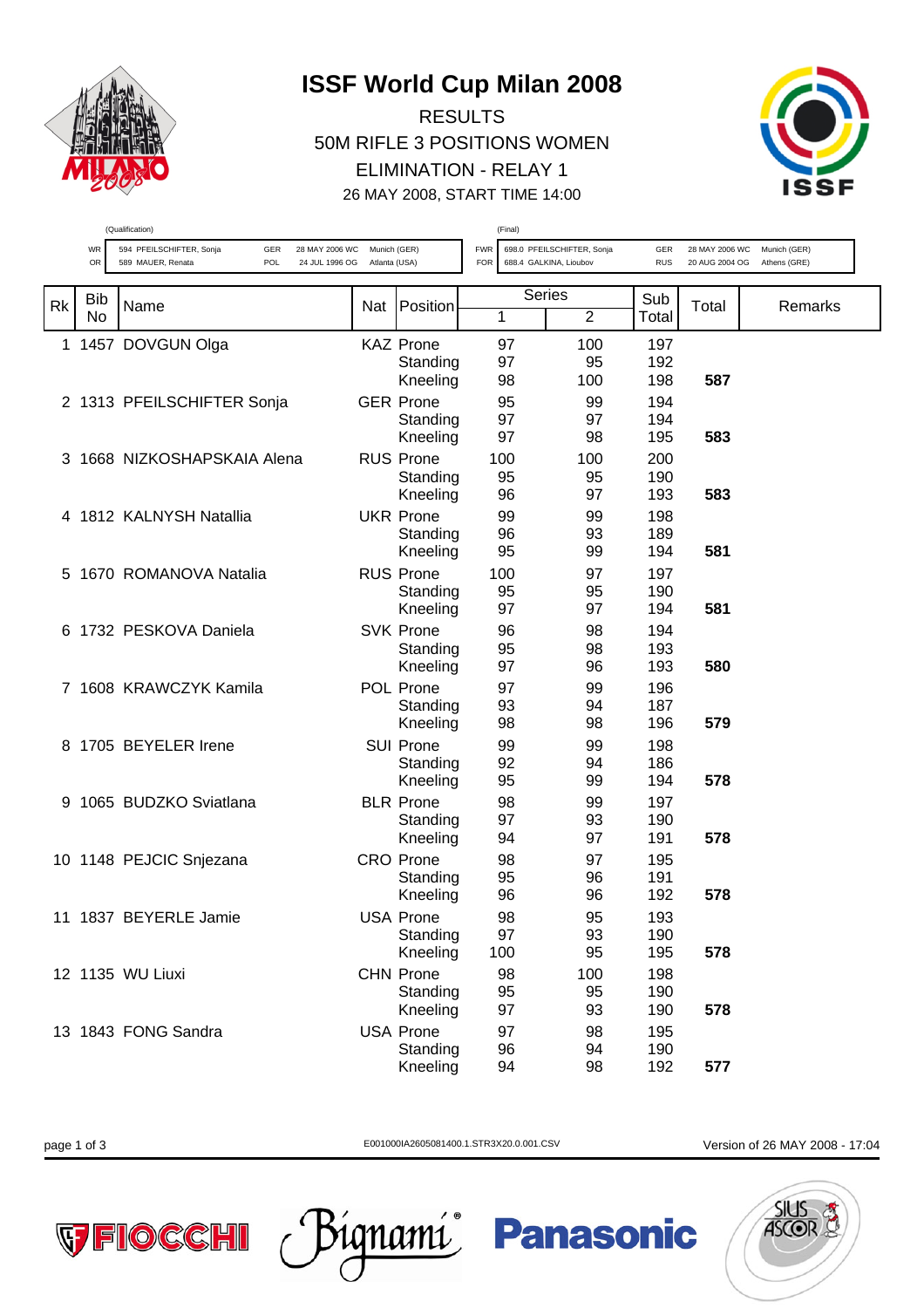# ISSF World Cup Milan 2008

RESULTS

50M RIFLE 3 POSITIONS WOMEN

ELIMINATION - RELAY 1

26 MAY 2008, START TIME 14:00

(Qualification)

| | | | | |
|---|---|---|---|---|
| WR | 594 PFEILSCHIFTER, Sonja | GER | 28 MAY 2006 WC | Munich (GER) |
| OR | 589 MAUER, Renata | POL | 24 JUL 1996 OG | Atlanta (USA) |

(Final)

| | | | | |
|---|---|---|---|---|
| FWR | 698.0 PFEILSCHIFTER, Sonja | GER | 28 MAY 2006 WC | Munich (GER) |
| FOR | 688.4 GALKINA, Lioubov | RUS | 20 AUG 2004 OG | Athens (GRE) |

| Rk | Bib No | Name | Nat | Position | Series 1 | Series 2 | Sub Total | Total | Remarks |
|---|---|---|---|---|---|---|---|---|---|
| 1 | 1457 | DOVGUN Olga | KAZ | Prone | 97 | 100 | 197 | | |
| | | | | Standing | 97 | 95 | 192 | | |
| | | | | Kneeling | 98 | 100 | 198 | **587** | |
| 2 | 1313 | PFEILSCHIFTER Sonja | GER | Prone | 95 | 99 | 194 | | |
| | | | | Standing | 97 | 97 | 194 | | |
| | | | | Kneeling | 97 | 98 | 195 | **583** | |
| 3 | 1668 | NIZKOSHAPSKAIA Alena | RUS | Prone | 100 | 100 | 200 | | |
| | | | | Standing | 95 | 95 | 190 | | |
| | | | | Kneeling | 96 | 97 | 193 | **583** | |
| 4 | 1812 | KALNYSH Natallia | UKR | Prone | 99 | 99 | 198 | | |
| | | | | Standing | 96 | 93 | 189 | | |
| | | | | Kneeling | 95 | 99 | 194 | **581** | |
| 5 | 1670 | ROMANOVA Natalia | RUS | Prone | 100 | 97 | 197 | | |
| | | | | Standing | 95 | 95 | 190 | | |
| | | | | Kneeling | 97 | 97 | 194 | **581** | |
| 6 | 1732 | PESKOVA Daniela | SVK | Prone | 96 | 98 | 194 | | |
| | | | | Standing | 95 | 98 | 193 | | |
| | | | | Kneeling | 97 | 96 | 193 | **580** | |
| 7 | 1608 | KRAWCZYK Kamila | POL | Prone | 97 | 99 | 196 | | |
| | | | | Standing | 93 | 94 | 187 | | |
| | | | | Kneeling | 98 | 98 | 196 | **579** | |
| 8 | 1705 | BEYELER Irene | SUI | Prone | 99 | 99 | 198 | | |
| | | | | Standing | 92 | 94 | 186 | | |
| | | | | Kneeling | 95 | 99 | 194 | **578** | |
| 9 | 1065 | BUDZKO Sviatlana | BLR | Prone | 98 | 99 | 197 | | |
| | | | | Standing | 97 | 93 | 190 | | |
| | | | | Kneeling | 94 | 97 | 191 | **578** | |
| 10 | 1148 | PEJCIC Snjezana | CRO | Prone | 98 | 97 | 195 | | |
| | | | | Standing | 95 | 96 | 191 | | |
| | | | | Kneeling | 96 | 96 | 192 | **578** | |
| 11 | 1837 | BEYERLE Jamie | USA | Prone | 98 | 95 | 193 | | |
| | | | | Standing | 97 | 93 | 190 | | |
| | | | | Kneeling | 100 | 95 | 195 | **578** | |
| 12 | 1135 | WU Liuxi | CHN | Prone | 98 | 100 | 198 | | |
| | | | | Standing | 95 | 95 | 190 | | |
| | | | | Kneeling | 97 | 93 | 190 | **578** | |
| 13 | 1843 | FONG Sandra | USA | Prone | 97 | 98 | 195 | | |
| | | | | Standing | 96 | 94 | 190 | | |
| | | | | Kneeling | 94 | 98 | 192 | **577** | |

E001000IA2605081400.1.STR3X20.0.001.CSV

Version of 26 MAY 2008 - 17:04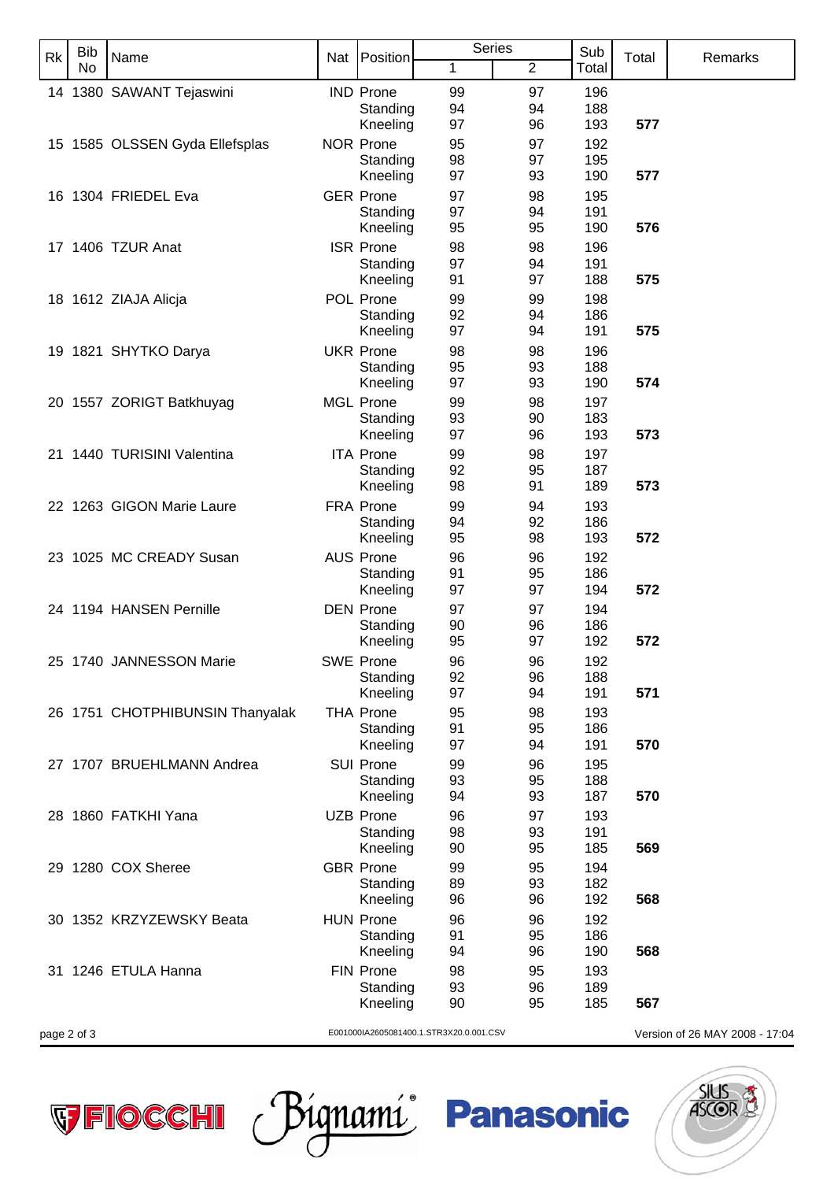| Rk | Bib No | Name | Nat | Position | Series 1 | Series 2 | Sub Total | Total | Remarks |
|---|---|---|---|---|---|---|---|---|---|
| 14 | 1380 | SAWANT Tejaswini | IND | Prone | 99 | 97 | 196 | | |
| | | | | Standing | 94 | 94 | 188 | | |
| | | | | Kneeling | 97 | 96 | 193 | **577** | |
| 15 | 1585 | OLSSEN Gyda Ellefsplas | NOR | Prone | 95 | 97 | 192 | | |
| | | | | Standing | 98 | 97 | 195 | | |
| | | | | Kneeling | 97 | 93 | 190 | **577** | |
| 16 | 1304 | FRIEDEL Eva | GER | Prone | 97 | 98 | 195 | | |
| | | | | Standing | 97 | 94 | 191 | | |
| | | | | Kneeling | 95 | 95 | 190 | **576** | |
| 17 | 1406 | TZUR Anat | ISR | Prone | 98 | 98 | 196 | | |
| | | | | Standing | 97 | 94 | 191 | | |
| | | | | Kneeling | 91 | 97 | 188 | **575** | |
| 18 | 1612 | ZIAJA Alicja | POL | Prone | 99 | 99 | 198 | | |
| | | | | Standing | 92 | 94 | 186 | | |
| | | | | Kneeling | 97 | 94 | 191 | **575** | |
| 19 | 1821 | SHYTKO Darya | UKR | Prone | 98 | 98 | 196 | | |
| | | | | Standing | 95 | 93 | 188 | | |
| | | | | Kneeling | 97 | 93 | 190 | **574** | |
| 20 | 1557 | ZORIGT Batkhuyag | MGL | Prone | 99 | 98 | 197 | | |
| | | | | Standing | 93 | 90 | 183 | | |
| | | | | Kneeling | 97 | 96 | 193 | **573** | |
| 21 | 1440 | TURISINI Valentina | ITA | Prone | 99 | 98 | 197 | | |
| | | | | Standing | 92 | 95 | 187 | | |
| | | | | Kneeling | 98 | 91 | 189 | **573** | |
| 22 | 1263 | GIGON Marie Laure | FRA | Prone | 99 | 94 | 193 | | |
| | | | | Standing | 94 | 92 | 186 | | |
| | | | | Kneeling | 95 | 98 | 193 | **572** | |
| 23 | 1025 | MC CREADY Susan | AUS | Prone | 96 | 96 | 192 | | |
| | | | | Standing | 91 | 95 | 186 | | |
| | | | | Kneeling | 97 | 97 | 194 | **572** | |
| 24 | 1194 | HANSEN Pernille | DEN | Prone | 97 | 97 | 194 | | |
| | | | | Standing | 90 | 96 | 186 | | |
| | | | | Kneeling | 95 | 97 | 192 | **572** | |
| 25 | 1740 | JANNESSON Marie | SWE | Prone | 96 | 96 | 192 | | |
| | | | | Standing | 92 | 96 | 188 | | |
| | | | | Kneeling | 97 | 94 | 191 | **571** | |
| 26 | 1751 | CHOTPHIBUNSIN Thanyalak | THA | Prone | 95 | 98 | 193 | | |
| | | | | Standing | 91 | 95 | 186 | | |
| | | | | Kneeling | 97 | 94 | 191 | **570** | |
| 27 | 1707 | BRUEHLMANN Andrea | SUI | Prone | 99 | 96 | 195 | | |
| | | | | Standing | 93 | 95 | 188 | | |
| | | | | Kneeling | 94 | 93 | 187 | **570** | |
| 28 | 1860 | FATKHI Yana | UZB | Prone | 96 | 97 | 193 | | |
| | | | | Standing | 98 | 93 | 191 | | |
| | | | | Kneeling | 90 | 95 | 185 | **569** | |
| 29 | 1280 | COX Sheree | GBR | Prone | 99 | 95 | 194 | | |
| | | | | Standing | 89 | 93 | 182 | | |
| | | | | Kneeling | 96 | 96 | 192 | **568** | |
| 30 | 1352 | KRZYZEWSKY Beata | HUN | Prone | 96 | 96 | 192 | | |
| | | | | Standing | 91 | 95 | 186 | | |
| | | | | Kneeling | 94 | 96 | 190 | **568** | |
| 31 | 1246 | ETULA Hanna | FIN | Prone | 98 | 95 | 193 | | |
| | | | | Standing | 93 | 96 | 189 | | |
| | | | | Kneeling | 90 | 95 | 185 | **567** | |

E001000IA2605081400.1.STR3X20.0.001.CSV

Version of 26 MAY 2008 - 17:04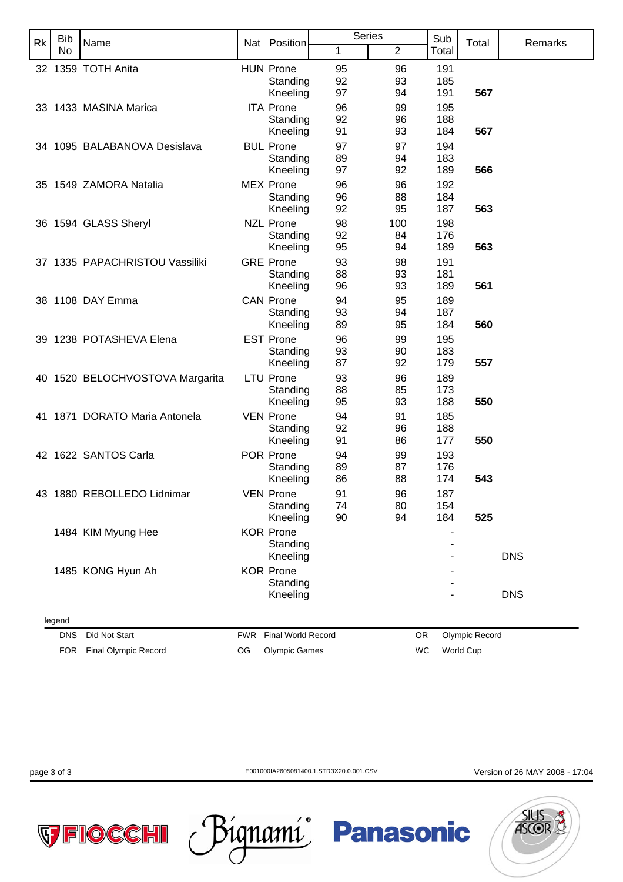| Rk | Bib No | Name | Nat | Position | Series 1 | Series 2 | Sub Total | Total | Remarks |
|---|---|---|---|---|---|---|---|---|---|
| 32 | 1359 | TOTH Anita | HUN | Prone | 95 | 96 | 191 | | |
| | | | | Standing | 92 | 93 | 185 | | |
| | | | | Kneeling | 97 | 94 | 191 | **567** | |
| 33 | 1433 | MASINA Marica | ITA | Prone | 96 | 99 | 195 | | |
| | | | | Standing | 92 | 96 | 188 | | |
| | | | | Kneeling | 91 | 93 | 184 | **567** | |
| 34 | 1095 | BALABANOVA Desislava | BUL | Prone | 97 | 97 | 194 | | |
| | | | | Standing | 89 | 94 | 183 | | |
| | | | | Kneeling | 97 | 92 | 189 | **566** | |
| 35 | 1549 | ZAMORA Natalia | MEX | Prone | 96 | 96 | 192 | | |
| | | | | Standing | 96 | 88 | 184 | | |
| | | | | Kneeling | 92 | 95 | 187 | **563** | |
| 36 | 1594 | GLASS Sheryl | NZL | Prone | 98 | 100 | 198 | | |
| | | | | Standing | 92 | 84 | 176 | | |
| | | | | Kneeling | 95 | 94 | 189 | **563** | |
| 37 | 1335 | PAPACHRISTOU Vassiliki | GRE | Prone | 93 | 98 | 191 | | |
| | | | | Standing | 88 | 93 | 181 | | |
| | | | | Kneeling | 96 | 93 | 189 | **561** | |
| 38 | 1108 | DAY Emma | CAN | Prone | 94 | 95 | 189 | | |
| | | | | Standing | 93 | 94 | 187 | | |
| | | | | Kneeling | 89 | 95 | 184 | **560** | |
| 39 | 1238 | POTASHEVA Elena | EST | Prone | 96 | 99 | 195 | | |
| | | | | Standing | 93 | 90 | 183 | | |
| | | | | Kneeling | 87 | 92 | 179 | **557** | |
| 40 | 1520 | BELOCHVOSTOVA Margarita | LTU | Prone | 93 | 96 | 189 | | |
| | | | | Standing | 88 | 85 | 173 | | |
| | | | | Kneeling | 95 | 93 | 188 | **550** | |
| 41 | 1871 | DORATO Maria Antonela | VEN | Prone | 94 | 91 | 185 | | |
| | | | | Standing | 92 | 96 | 188 | | |
| | | | | Kneeling | 91 | 86 | 177 | **550** | |
| 42 | 1622 | SANTOS Carla | POR | Prone | 94 | 99 | 193 | | |
| | | | | Standing | 89 | 87 | 176 | | |
| | | | | Kneeling | 86 | 88 | 174 | **543** | |
| 43 | 1880 | REBOLLEDO Lidnimar | VEN | Prone | 91 | 96 | 187 | | |
| | | | | Standing | 74 | 80 | 154 | | |
| | | | | Kneeling | 90 | 94 | 184 | **525** | |
| | 1484 | KIM Myung Hee | KOR | Prone | | | - | | |
| | | | | Standing | | | - | | |
| | | | | Kneeling | | | - | | DNS |
| | 1485 | KONG Hyun Ah | KOR | Prone | | | - | | |
| | | | | Standing | | | - | | |
| | | | | Kneeling | | | - | | DNS |

legend

| | | | | | |
|---|---|---|---|---|---|
| DNS | Did Not Start | FWR | Final World Record | OR | Olympic Record |
| FOR | Final Olympic Record | OG | Olympic Games | WC | World Cup |

E001000IA2605081400.1.STR3X20.0.001.CSV

Version of 26 MAY 2008 - 17:04

FIOCCHI Bignami Panasonic SIUS ASCOR